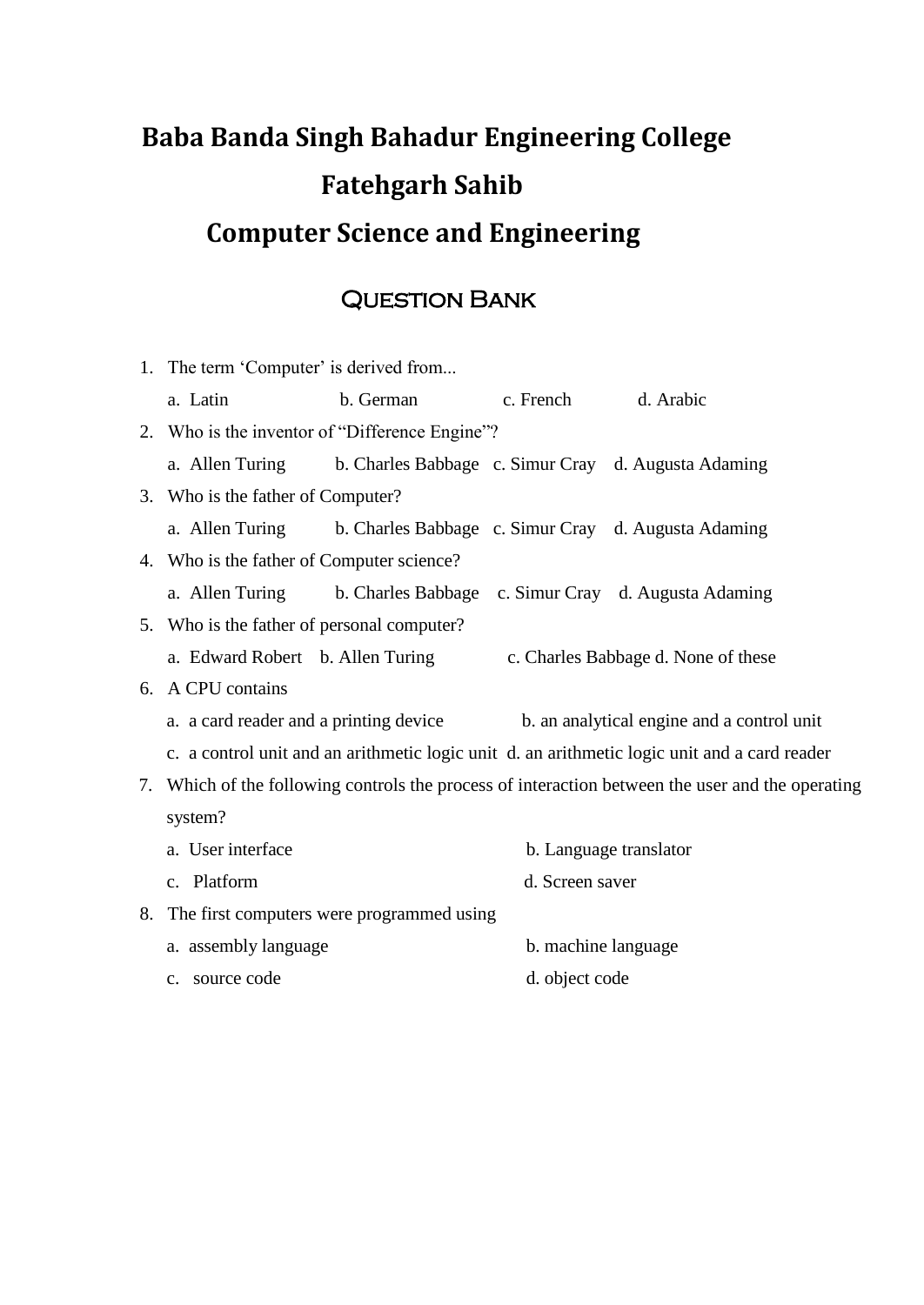# Baba Banda Singh Bahadur Engineering College
# Fatehgarh Sahib
# Computer Science and Engineering

## Question Bank

1. The term 'Computer' is derived from...
   a. Latin b. German c. French d. Arabic
2. Who is the inventor of "Difference Engine"?
   a. Allen Turing b. Charles Babbage c. Simur Cray d. Augusta Adaming
3. Who is the father of Computer?
   a. Allen Turing b. Charles Babbage c. Simur Cray d. Augusta Adaming
4. Who is the father of Computer science?
   a. Allen Turing b. Charles Babbage c. Simur Cray d. Augusta Adaming
5. Who is the father of personal computer?
   a. Edward Robert b. Allen Turing c. Charles Babbage d. None of these
6. A CPU contains
   a. a card reader and a printing device
   b. an analytical engine and a control unit
   c. a control unit and an arithmetic logic unit
   d. an arithmetic logic unit and a card reader
7. Which of the following controls the process of interaction between the user and the operating system?
   a. User interface
   b. Language translator
   c. Platform
   d. Screen saver
8. The first computers were programmed using
   a. assembly language
   b. machine language
   c. source code
   d. object code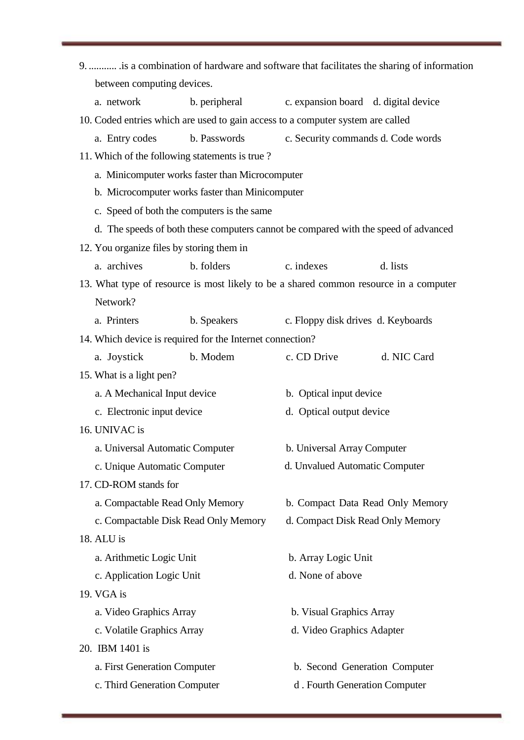9. ........... .is a combination of hardware and software that facilitates the sharing of information between computing devices.

   a. network  b. peripheral  c. expansion board  d. digital device

10. Coded entries which are used to gain access to a computer system are called

   a. Entry codes  b. Passwords  c. Security commands d. Code words

11. Which of the following statements is true ?

   a. Minicomputer works faster than Microcomputer

   b. Microcomputer works faster than Minicomputer

   c. Speed of both the computers is the same

   d. The speeds of both these computers cannot be compared with the speed of advanced

12. You organize files by storing them in

   a. archives  b. folders  c. indexes  d. lists

13. What type of resource is most likely to be a shared common resource in a computer Network?

   a. Printers  b. Speakers  c. Floppy disk drives d. Keyboards

14. Which device is required for the Internet connection?

   a. Joystick  b. Modem  c. CD Drive  d. NIC Card

15. What is a light pen?

   a. A Mechanical Input device  b. Optical input device

   c. Electronic input device  d. Optical output device

16. UNIVAC is

   a. Universal Automatic Computer  b. Universal Array Computer

   c. Unique Automatic Computer  d. Unvalued Automatic Computer

17. CD-ROM stands for

   a. Compactable Read Only Memory  b. Compact Data Read Only Memory

   c. Compactable Disk Read Only Memory  d. Compact Disk Read Only Memory

18. ALU is

   a. Arithmetic Logic Unit  b. Array Logic Unit

   c. Application Logic Unit  d. None of above

19. VGA is

   a. Video Graphics Array  b. Visual Graphics Array

   c. Volatile Graphics Array  d. Video Graphics Adapter

20. IBM 1401 is

   a. First Generation Computer  b. Second Generation Computer

   c. Third Generation Computer  d . Fourth Generation Computer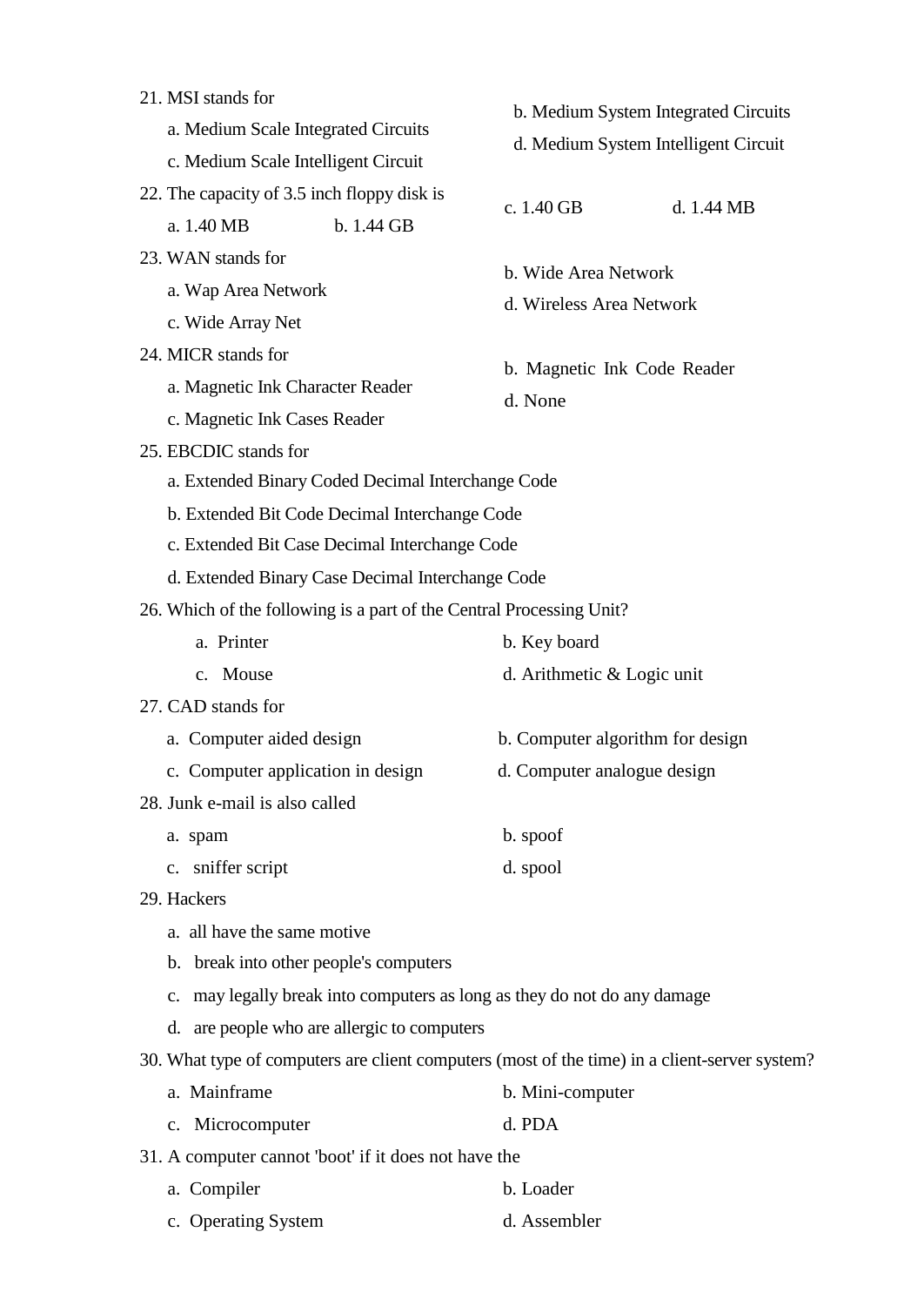21. MSI stands for

    a. Medium Scale Integrated Circuits

    b. Medium System Integrated Circuits

    c. Medium Scale Intelligent Circuit

    d. Medium System Intelligent Circuit

22. The capacity of 3.5 inch floppy disk is

    a. 1.40 MB

    b. 1.44 GB

    c. 1.40 GB

    d. 1.44 MB

23. WAN stands for

    a. Wap Area Network

    b. Wide Area Network

    c. Wide Array Net

    d. Wireless Area Network

24. MICR stands for

    a. Magnetic Ink Character Reader

    b. Magnetic Ink Code Reader

    c. Magnetic Ink Cases Reader

    d. None

25. EBCDIC stands for

    a. Extended Binary Coded Decimal Interchange Code

    b. Extended Bit Code Decimal Interchange Code

    c. Extended Bit Case Decimal Interchange Code

    d. Extended Binary Case Decimal Interchange Code

26. Which of the following is a part of the Central Processing Unit?

    a. Printer

    b. Key board

    c. Mouse

    d. Arithmetic & Logic unit

27. CAD stands for

    a. Computer aided design

    b. Computer algorithm for design

    c. Computer application in design

    d. Computer analogue design

28. Junk e-mail is also called

    a. spam

    b. spoof

    c. sniffer script

    d. spool

29. Hackers

    a. all have the same motive

    b. break into other people's computers

    c. may legally break into computers as long as they do not do any damage

    d. are people who are allergic to computers

30. What type of computers are client computers (most of the time) in a client-server system?

    a. Mainframe

    b. Mini-computer

    c. Microcomputer

    d. PDA

31. A computer cannot 'boot' if it does not have the

    a. Compiler

    b. Loader

    c. Operating System

    d. Assembler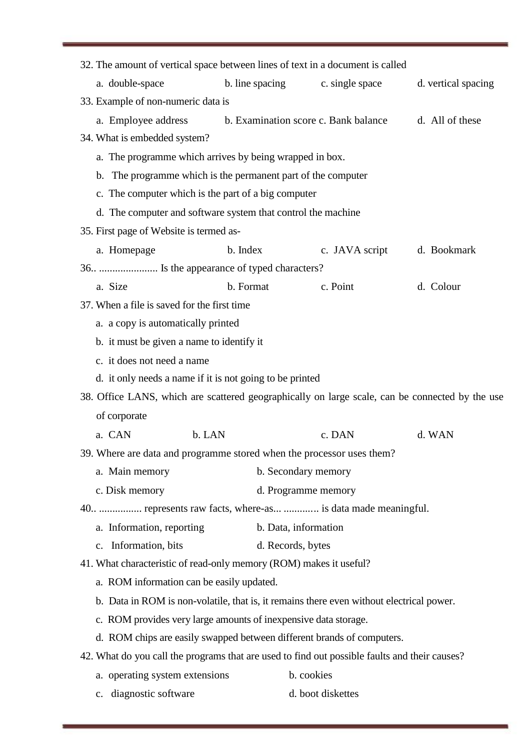32. The amount of vertical space between lines of text in a document is called

    a. double-space    b. line spacing    c. single space    d. vertical spacing

33. Example of non-numeric data is

    a. Employee address    b. Examination score    c. Bank balance    d. All of these

34. What is embedded system?

    a. The programme which arrives by being wrapped in box.
    b. The programme which is the permanent part of the computer
    c. The computer which is the part of a big computer
    d. The computer and software system that control the machine

35. First page of Website is termed as-

    a. Homepage    b. Index    c. JAVA script    d. Bookmark

36.. ...................... Is the appearance of typed characters?

    a. Size    b. Format    c. Point    d. Colour

37. When a file is saved for the first time

    a. a copy is automatically printed
    b. it must be given a name to identify it
    c. it does not need a name
    d. it only needs a name if it is not going to be printed

38. Office LANS, which are scattered geographically on large scale, can be connected by the use of corporate

    a. CAN    b. LAN    c. DAN    d. WAN

39. Where are data and programme stored when the processor uses them?

    a. Main memory    b. Secondary memory
    c. Disk memory    d. Programme memory

40.. ................ represents raw facts, where-as... ............. is data made meaningful.

    a. Information, reporting    b. Data, information
    c. Information, bits    d. Records, bytes

41. What characteristic of read-only memory (ROM) makes it useful?

    a. ROM information can be easily updated.
    b. Data in ROM is non-volatile, that is, it remains there even without electrical power.
    c. ROM provides very large amounts of inexpensive data storage.
    d. ROM chips are easily swapped between different brands of computers.

42. What do you call the programs that are used to find out possible faults and their causes?

    a. operating system extensions    b. cookies
    c. diagnostic software    d. boot diskettes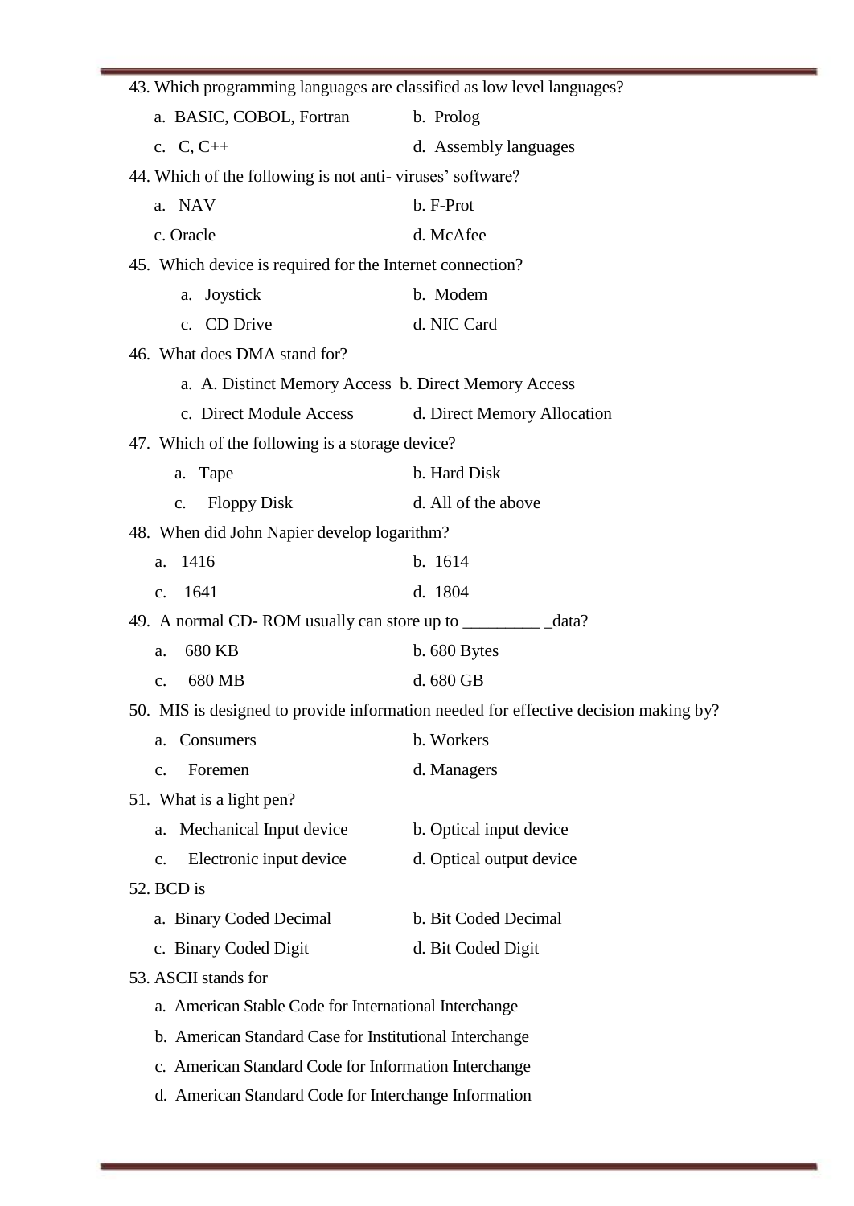43. Which programming languages are classified as low level languages?

a. BASIC, COBOL, Fortran
b. Prolog
c. C, C++
d. Assembly languages

44. Which of the following is not anti- viruses' software?

a. NAV
b. F-Prot
c. Oracle
d. McAfee

45. Which device is required for the Internet connection?

a. Joystick
b. Modem
c. CD Drive
d. NIC Card

46. What does DMA stand for?

a. A. Distinct Memory Access
b. Direct Memory Access
c. Direct Module Access
d. Direct Memory Allocation

47. Which of the following is a storage device?

a. Tape
b. Hard Disk
c. Floppy Disk
d. All of the above

48. When did John Napier develop logarithm?

a. 1416
b. 1614
c. 1641
d. 1804

49. A normal CD- ROM usually can store up to _________ _data?

a. 680 KB
b. 680 Bytes
c. 680 MB
d. 680 GB

50. MIS is designed to provide information needed for effective decision making by?

a. Consumers
b. Workers
c. Foremen
d. Managers

51. What is a light pen?

a. Mechanical Input device
b. Optical input device
c. Electronic input device
d. Optical output device

52. BCD is

a. Binary Coded Decimal
b. Bit Coded Decimal
c. Binary Coded Digit
d. Bit Coded Digit

53. ASCII stands for

a. American Stable Code for International Interchange
b. American Standard Case for Institutional Interchange
c. American Standard Code for Information Interchange
d. American Standard Code for Interchange Information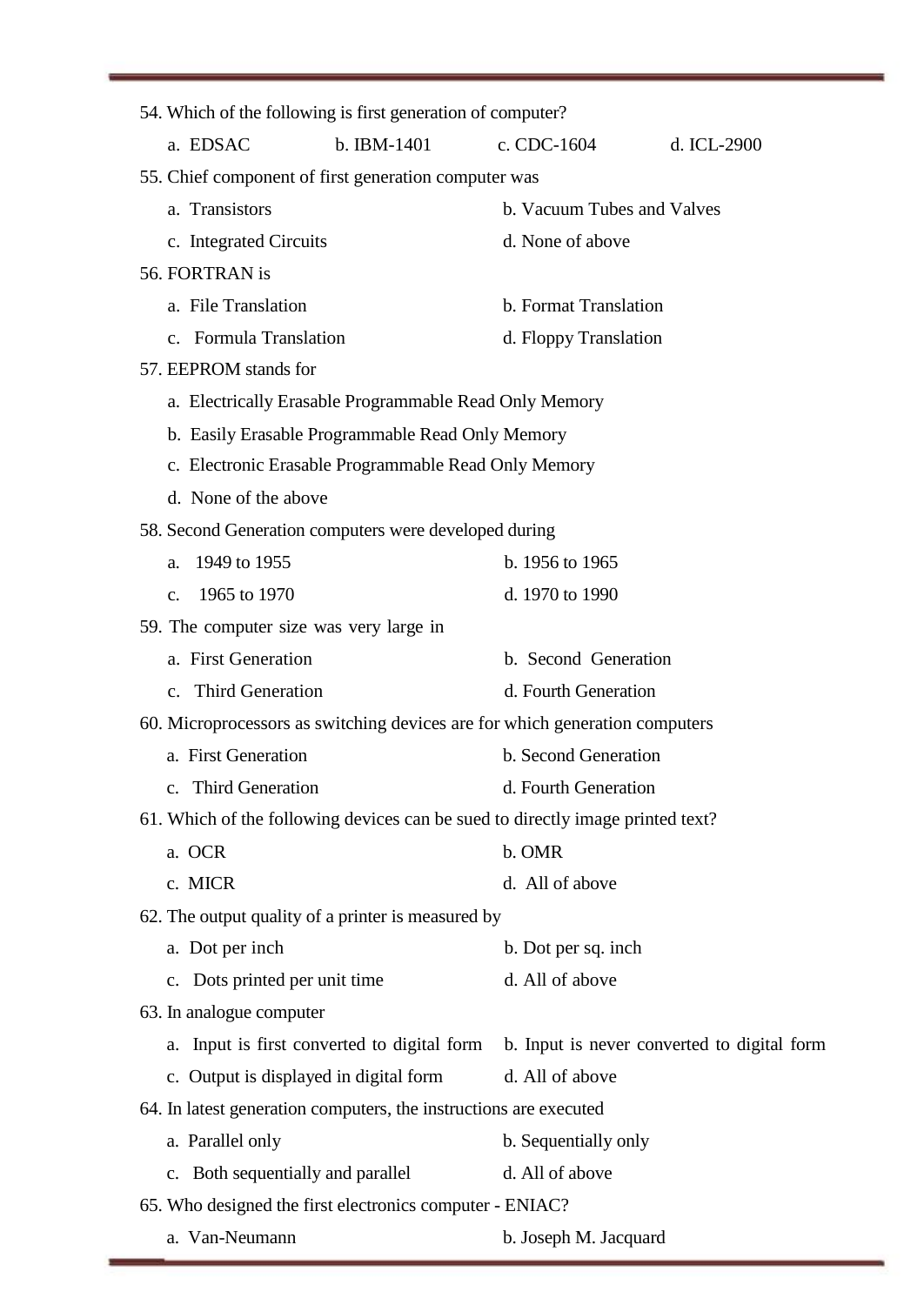54. Which of the following is first generation of computer?

    a. EDSAC  b. IBM-1401  c. CDC-1604  d. ICL-2900

55. Chief component of first generation computer was

    a. Transistors  b. Vacuum Tubes and Valves

    c. Integrated Circuits  d. None of above

56. FORTRAN is

    a. File Translation  b. Format Translation

    c. Formula Translation  d. Floppy Translation

57. EEPROM stands for

    a. Electrically Erasable Programmable Read Only Memory

    b. Easily Erasable Programmable Read Only Memory

    c. Electronic Erasable Programmable Read Only Memory

    d. None of the above

58. Second Generation computers were developed during

    a. 1949 to 1955  b. 1956 to 1965

    c. 1965 to 1970  d. 1970 to 1990

59. The computer size was very large in

    a. First Generation  b. Second Generation

    c. Third Generation  d. Fourth Generation

60. Microprocessors as switching devices are for which generation computers

    a. First Generation  b. Second Generation

    c. Third Generation  d. Fourth Generation

61. Which of the following devices can be sued to directly image printed text?

    a. OCR  b. OMR

    c. MICR  d. All of above

62. The output quality of a printer is measured by

    a. Dot per inch  b. Dot per sq. inch

    c. Dots printed per unit time  d. All of above

63. In analogue computer

    a. Input is first converted to digital form  b. Input is never converted to digital form

    c. Output is displayed in digital form  d. All of above

64. In latest generation computers, the instructions are executed

    a. Parallel only  b. Sequentially only

    c. Both sequentially and parallel  d. All of above

65. Who designed the first electronics computer - ENIAC?

    a. Van-Neumann  b. Joseph M. Jacquard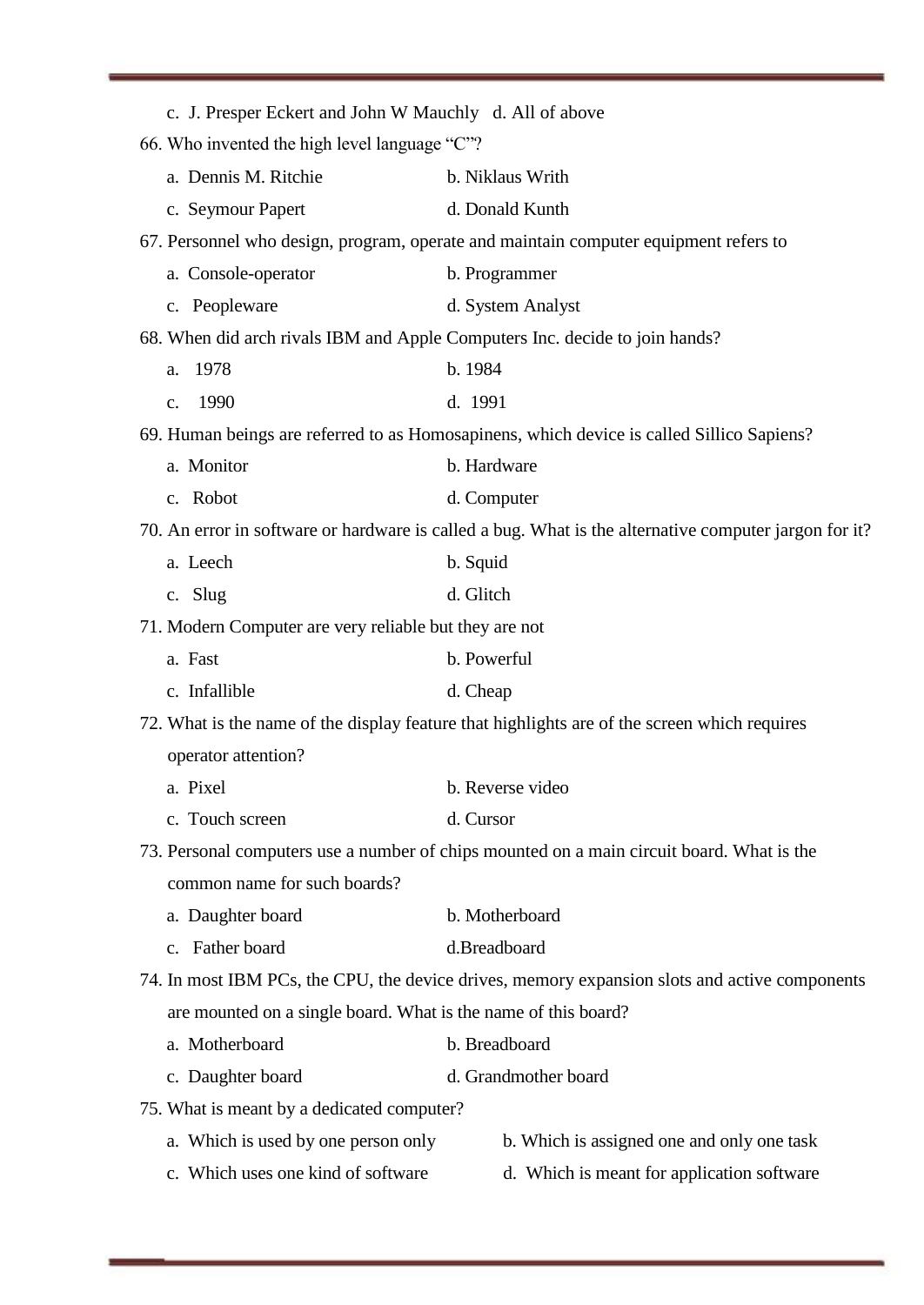c. J. Presper Eckert and John W Mauchly d. All of above

66. Who invented the high level language "C"?

a. Dennis M. Ritchie b. Niklaus Writh

c. Seymour Papert d. Donald Kunth

67. Personnel who design, program, operate and maintain computer equipment refers to

a. Console-operator b. Programmer

c. Peopleware d. System Analyst

68. When did arch rivals IBM and Apple Computers Inc. decide to join hands?

a. 1978 b. 1984

c. 1990 d. 1991

69. Human beings are referred to as Homosapinens, which device is called Sillico Sapiens?

a. Monitor b. Hardware

c. Robot d. Computer

70. An error in software or hardware is called a bug. What is the alternative computer jargon for it?

a. Leech b. Squid

c. Slug d. Glitch

71. Modern Computer are very reliable but they are not

a. Fast b. Powerful

c. Infallible d. Cheap

72. What is the name of the display feature that highlights are of the screen which requires operator attention?

a. Pixel b. Reverse video

c. Touch screen d. Cursor

73. Personal computers use a number of chips mounted on a main circuit board. What is the common name for such boards?

a. Daughter board b. Motherboard

c. Father board d.Breadboard

74. In most IBM PCs, the CPU, the device drives, memory expansion slots and active components are mounted on a single board. What is the name of this board?

a. Motherboard b. Breadboard

c. Daughter board d. Grandmother board

75. What is meant by a dedicated computer?

a. Which is used by one person only b. Which is assigned one and only one task

c. Which uses one kind of software d. Which is meant for application software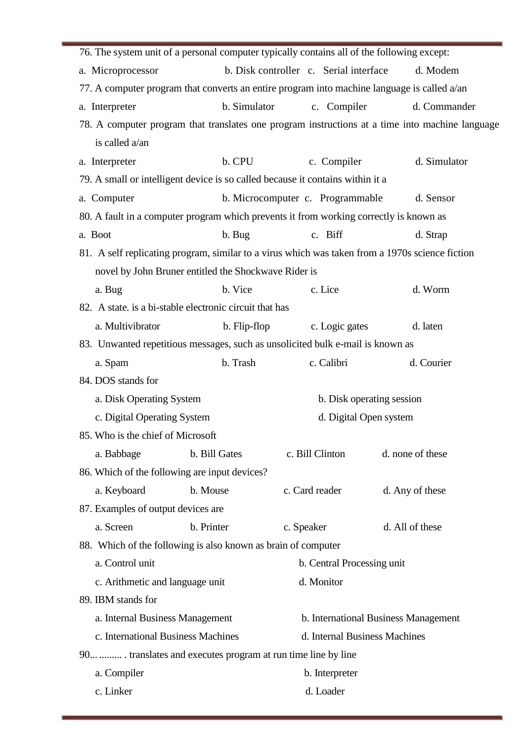76. The system unit of a personal computer typically contains all of the following except:

a. Microprocessor b. Disk controller c. Serial interface d. Modem

77. A computer program that converts an entire program into machine language is called a/an

a. Interpreter b. Simulator c. Compiler d. Commander

78. A computer program that translates one program instructions at a time into machine language is called a/an

a. Interpreter b. CPU c. Compiler d. Simulator

79. A small or intelligent device is so called because it contains within it a

a. Computer b. Microcomputer c. Programmable d. Sensor

80. A fault in a computer program which prevents it from working correctly is known as

a. Boot b. Bug c. Biff d. Strap

81. A self replicating program, similar to a virus which was taken from a 1970s science fiction novel by John Bruner entitled the Shockwave Rider is

a. Bug b. Vice c. Lice d. Worm

82. A state. is a bi-stable electronic circuit that has

a. Multivibrator b. Flip-flop c. Logic gates d. laten

83. Unwanted repetitious messages, such as unsolicited bulk e-mail is known as

a. Spam b. Trash c. Calibri d. Courier

84. DOS stands for

a. Disk Operating System b. Disk operating session

c. Digital Operating System d. Digital Open system

85. Who is the chief of Microsoft

a. Babbage b. Bill Gates c. Bill Clinton d. none of these

86. Which of the following are input devices?

a. Keyboard b. Mouse c. Card reader d. Any of these

87. Examples of output devices are

a. Screen b. Printer c. Speaker d. All of these

88. Which of the following is also known as brain of computer

a. Control unit b. Central Processing unit

c. Arithmetic and language unit d. Monitor

89. IBM stands for

a. Internal Business Management b. International Business Management

c. International Business Machines d. Internal Business Machines

90.... ......... . translates and executes program at run time line by line

a. Compiler b. Interpreter

c. Linker d. Loader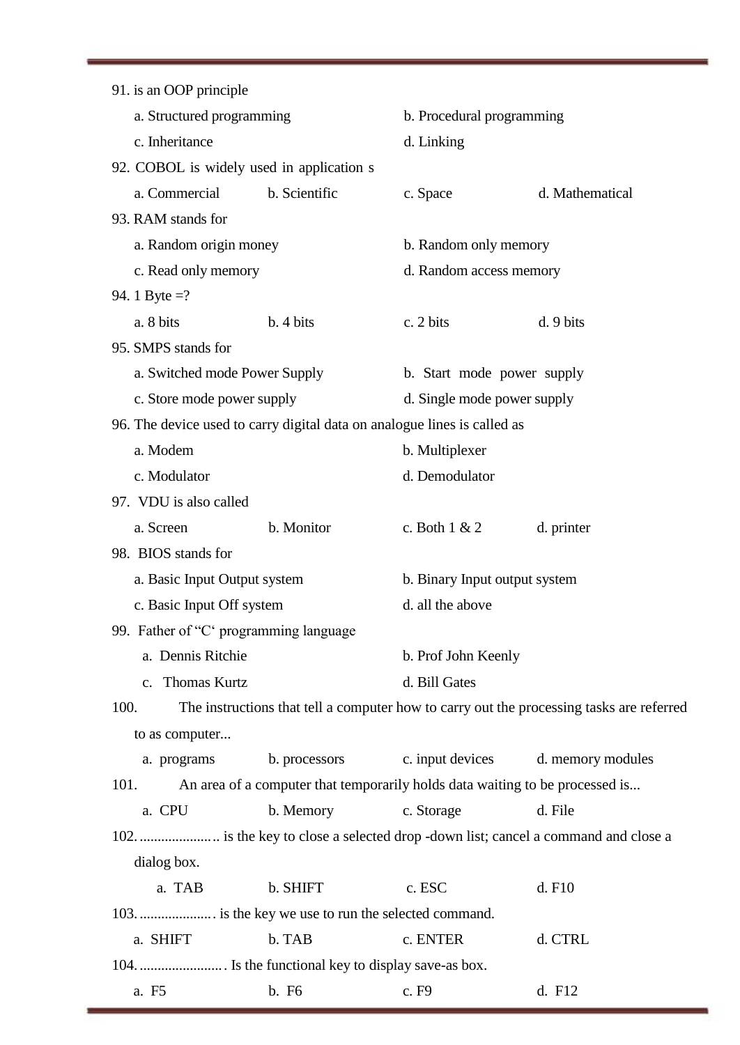91. is an OOP principle

a. Structured programming

b. Procedural programming

c. Inheritance

d. Linking

92. COBOL is widely used in application s

a. Commercial

b. Scientific

c. Space

d. Mathematical

93. RAM stands for

a. Random origin money

b. Random only memory

c. Read only memory

d. Random access memory

94. 1 Byte =?

a. 8 bits

b. 4 bits

c. 2 bits

d. 9 bits

95. SMPS stands for

a. Switched mode Power Supply

b. Start mode power supply

c. Store mode power supply

d. Single mode power supply

96. The device used to carry digital data on analogue lines is called as

a. Modem

b. Multiplexer

c. Modulator

d. Demodulator

97. VDU is also called

a. Screen

b. Monitor

c. Both 1 & 2

d. printer

98. BIOS stands for

a. Basic Input Output system

b. Binary Input output system

c. Basic Input Off system

d. all the above

99. Father of "C' programming language

a. Dennis Ritchie

b. Prof John Keenly

c. Thomas Kurtz

d. Bill Gates

100. The instructions that tell a computer how to carry out the processing tasks are referred to as computer...

a. programs

b. processors

c. input devices

d. memory modules

101. An area of a computer that temporarily holds data waiting to be processed is...

a. CPU

b. Memory

c. Storage

d. File

102. ..................... is the key to close a selected drop -down list; cancel a command and close a dialog box.

a. TAB

b. SHIFT

c. ESC

d. F10

103. .................... is the key we use to run the selected command.

a. SHIFT

b. TAB

c. ENTER

d. CTRL

104. ....................... Is the functional key to display save-as box.

a. F5

b. F6

c. F9

d. F12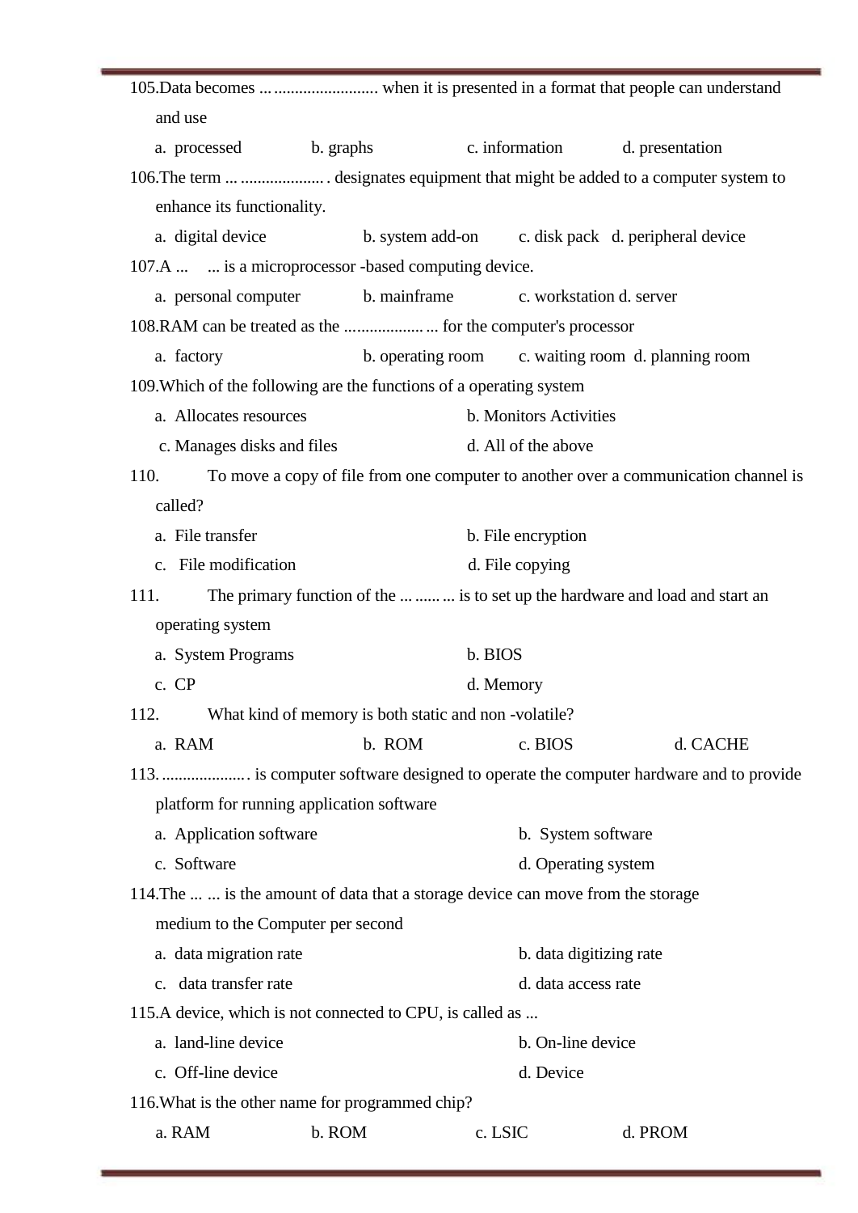105.Data becomes ............................. when it is presented in a format that people can understand and use

a. processed b. graphs c. information d. presentation

106.The term ........................ designates equipment that might be added to a computer system to enhance its functionality.

a. digital device b. system add-on c. disk pack d. peripheral device

107.A ... ... is a microprocessor -based computing device.

a. personal computer b. mainframe c. workstation d. server

108.RAM can be treated as the ...................... for the computer's processor

a. factory b. operating room c. waiting room d. planning room

109.Which of the following are the functions of a operating system

a. Allocates resources b. Monitors Activities

c. Manages disks and files d. All of the above

110. To move a copy of file from one computer to another over a communication channel is called?

a. File transfer b. File encryption

c. File modification d. File copying

111. The primary function of the ............ is to set up the hardware and load and start an operating system

a. System Programs b. BIOS

c. CP d. Memory

112. What kind of memory is both static and non -volatile?

a. RAM b. ROM c. BIOS d. CACHE

113. .................... is computer software designed to operate the computer hardware and to provide platform for running application software

a. Application software b. System software

c. Software d. Operating system

114.The ... ... is the amount of data that a storage device can move from the storage medium to the Computer per second

a. data migration rate b. data digitizing rate

c. data transfer rate d. data access rate

115.A device, which is not connected to CPU, is called as ...

a. land-line device b. On-line device

c. Off-line device d. Device

116.What is the other name for programmed chip?

a. RAM b. ROM c. LSIC d. PROM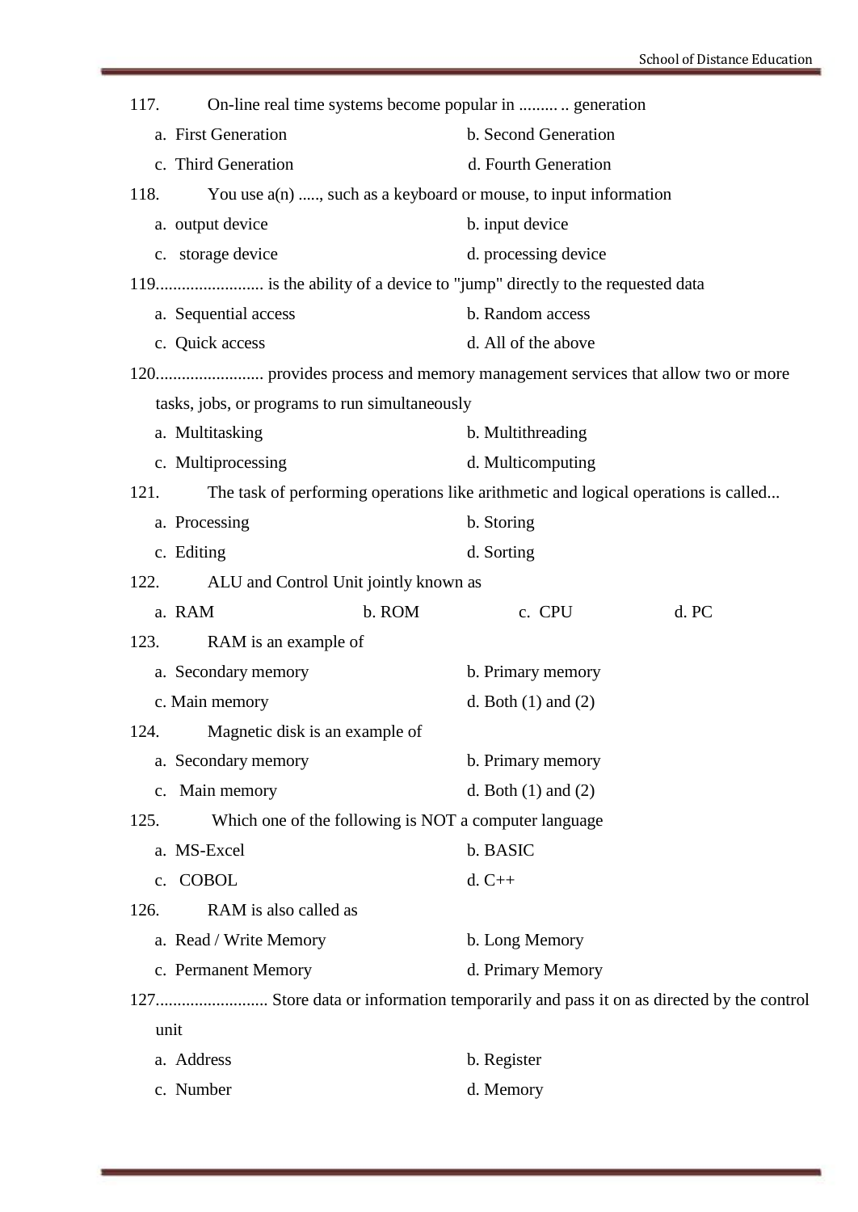117. On-line real time systems become popular in ......... .. generation

a. First Generation
b. Second Generation
c. Third Generation
d. Fourth Generation

118. You use a(n) ....., such as a keyboard or mouse, to input information

a. output device
b. input device
c. storage device
d. processing device

119......................... is the ability of a device to "jump" directly to the requested data

a. Sequential access
b. Random access
c. Quick access
d. All of the above

120......................... provides process and memory management services that allow two or more tasks, jobs, or programs to run simultaneously

a. Multitasking
b. Multithreading
c. Multiprocessing
d. Multicomputing

121. The task of performing operations like arithmetic and logical operations is called...

a. Processing
b. Storing
c. Editing
d. Sorting

122. ALU and Control Unit jointly known as

a. RAM
b. ROM
c. CPU
d. PC

123. RAM is an example of

a. Secondary memory
b. Primary memory
c. Main memory
d. Both (1) and (2)

124. Magnetic disk is an example of

a. Secondary memory
b. Primary memory
c. Main memory
d. Both (1) and (2)

125. Which one of the following is NOT a computer language

a. MS-Excel
b. BASIC
c. COBOL
d. C++

126. RAM is also called as

a. Read / Write Memory
b. Long Memory
c. Permanent Memory
d. Primary Memory

127.......................... Store data or information temporarily and pass it on as directed by the control unit

a. Address
b. Register
c. Number
d. Memory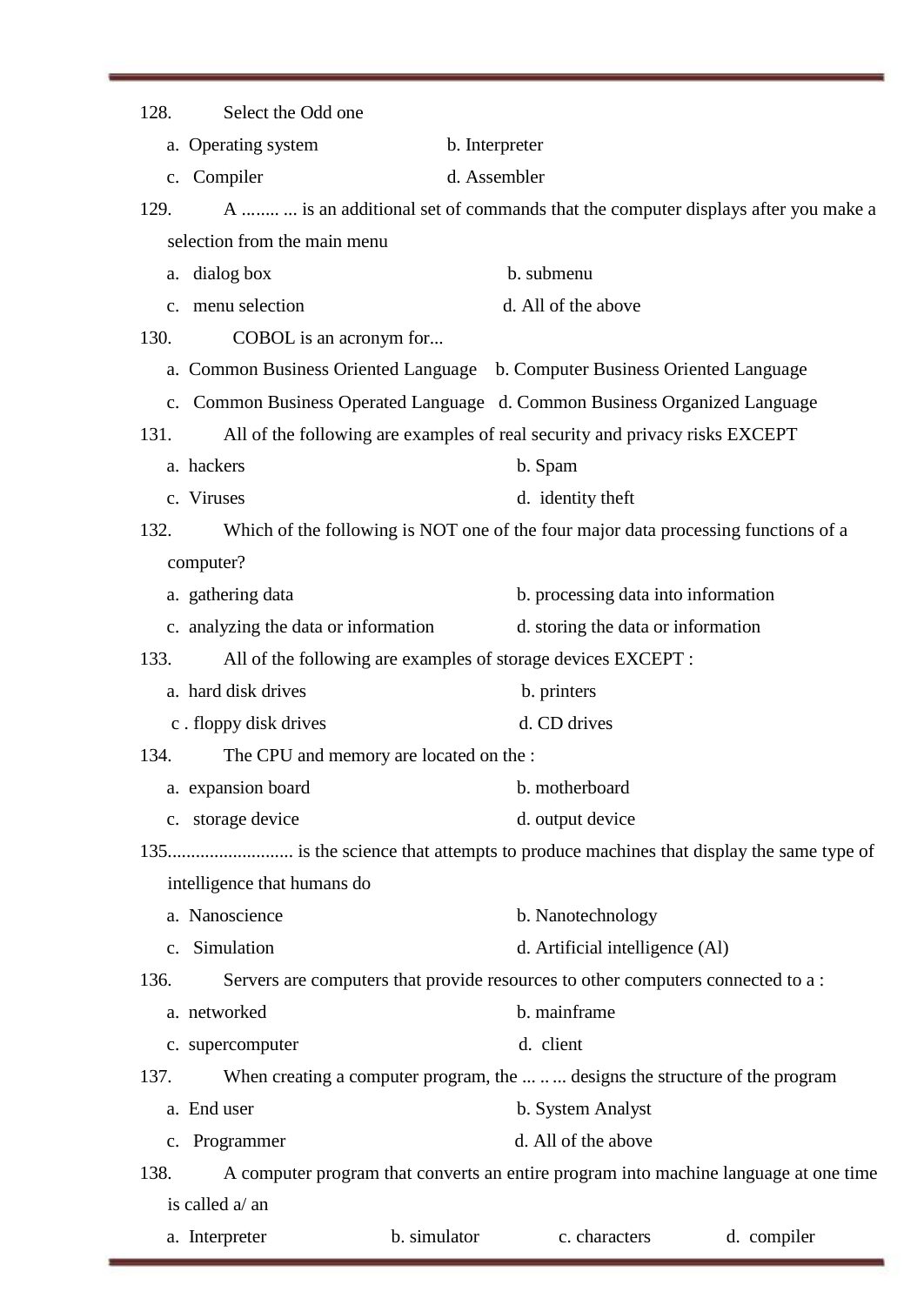128. Select the Odd one

a. Operating system b. Interpreter

c. Compiler d. Assembler

129. A ........ ... is an additional set of commands that the computer displays after you make a selection from the main menu

a. dialog box b. submenu

c. menu selection d. All of the above

130. COBOL is an acronym for...

a. Common Business Oriented Language b. Computer Business Oriented Language

c. Common Business Operated Language d. Common Business Organized Language

131. All of the following are examples of real security and privacy risks EXCEPT

a. hackers b. Spam

c. Viruses d. identity theft

132. Which of the following is NOT one of the four major data processing functions of a computer?

a. gathering data b. processing data into information

c. analyzing the data or information d. storing the data or information

133. All of the following are examples of storage devices EXCEPT :

a. hard disk drives b. printers

c . floppy disk drives d. CD drives

134. The CPU and memory are located on the :

a. expansion board b. motherboard

c. storage device d. output device

135.......................... is the science that attempts to produce machines that display the same type of intelligence that humans do

a. Nanoscience b. Nanotechnology

c. Simulation d. Artificial intelligence (Al)

136. Servers are computers that provide resources to other computers connected to a :

a. networked b. mainframe

c. supercomputer d. client

137. When creating a computer program, the ... .. ... designs the structure of the program

a. End user b. System Analyst

c. Programmer d. All of the above

138. A computer program that converts an entire program into machine language at one time is called a/ an

a. Interpreter b. simulator c. characters d. compiler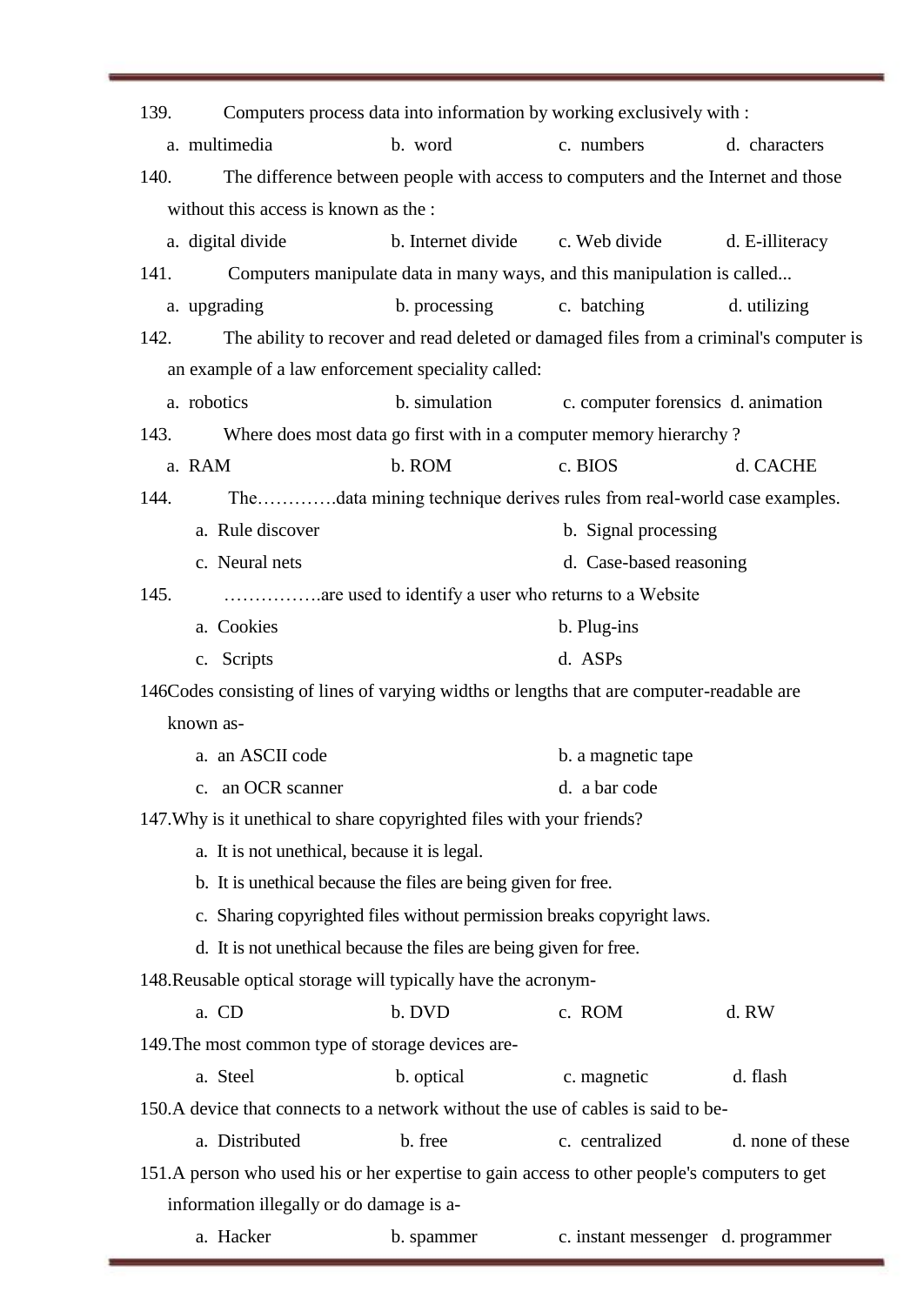139. Computers process data into information by working exclusively with :

a. multimedia b. word c. numbers d. characters

140. The difference between people with access to computers and the Internet and those without this access is known as the :

a. digital divide b. Internet divide c. Web divide d. E-illiteracy

141. Computers manipulate data in many ways, and this manipulation is called...

a. upgrading b. processing c. batching d. utilizing

142. The ability to recover and read deleted or damaged files from a criminal's computer is an example of a law enforcement speciality called:

a. robotics b. simulation c. computer forensics d. animation

143. Where does most data go first with in a computer memory hierarchy ?

a. RAM b. ROM c. BIOS d. CACHE

144. The…………data mining technique derives rules from real-world case examples.

a. Rule discover
b. Signal processing
c. Neural nets
d. Case-based reasoning

145. …………….are used to identify a user who returns to a Website

a. Cookies
b. Plug-ins
c. Scripts
d. ASPs

146Codes consisting of lines of varying widths or lengths that are computer-readable are known as-

a. an ASCII code
b. a magnetic tape
c. an OCR scanner
d. a bar code

147.Why is it unethical to share copyrighted files with your friends?

a. It is not unethical, because it is legal.
b. It is unethical because the files are being given for free.
c. Sharing copyrighted files without permission breaks copyright laws.
d. It is not unethical because the files are being given for free.

148.Reusable optical storage will typically have the acronym-

a. CD b. DVD c. ROM d. RW

149.The most common type of storage devices are-

a. Steel b. optical c. magnetic d. flash

150.A device that connects to a network without the use of cables is said to be-

a. Distributed b. free c. centralized d. none of these

151.A person who used his or her expertise to gain access to other people's computers to get information illegally or do damage is a-

a. Hacker b. spammer c. instant messenger d. programmer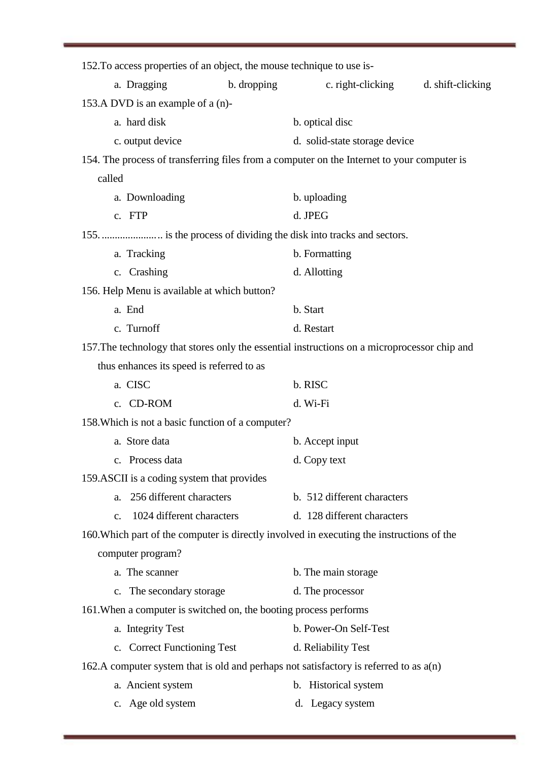152.To access properties of an object, the mouse technique to use is-

a. Dragging  b. dropping  c. right-clicking  d. shift-clicking

153.A DVD is an example of a (n)-

a. hard disk  b. optical disc

c. output device  d. solid-state storage device

154. The process of transferring files from a computer on the Internet to your computer is called

a. Downloading  b. uploading

c. FTP  d. JPEG

155. ...................... is the process of dividing the disk into tracks and sectors.

a. Tracking  b. Formatting

c. Crashing  d. Allotting

156. Help Menu is available at which button?

a. End  b. Start

c. Turnoff  d. Restart

157.The technology that stores only the essential instructions on a microprocessor chip and thus enhances its speed is referred to as

a. CISC  b. RISC

c. CD-ROM  d. Wi-Fi

158.Which is not a basic function of a computer?

a. Store data  b. Accept input

c. Process data  d. Copy text

159.ASCII is a coding system that provides

a. 256 different characters  b. 512 different characters

c. 1024 different characters  d. 128 different characters

160.Which part of the computer is directly involved in executing the instructions of the computer program?

a. The scanner  b. The main storage

c. The secondary storage  d. The processor

161.When a computer is switched on, the booting process performs

a. Integrity Test  b. Power-On Self-Test

c. Correct Functioning Test  d. Reliability Test

162.A computer system that is old and perhaps not satisfactory is referred to as a(n)

a. Ancient system  b. Historical system

c. Age old system  d. Legacy system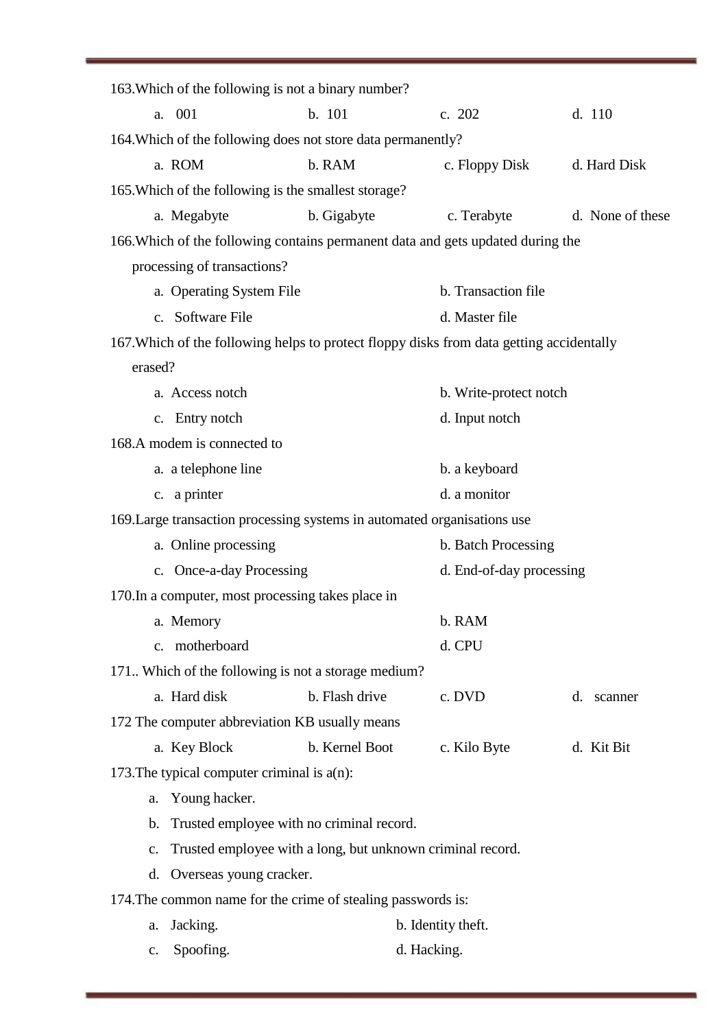163.Which of the following is not a binary number?

a. 001 b. 101 c. 202 d. 110

164.Which of the following does not store data permanently?

a. ROM b. RAM c. Floppy Disk d. Hard Disk

165.Which of the following is the smallest storage?

a. Megabyte b. Gigabyte c. Terabyte d. None of these

166.Which of the following contains permanent data and gets updated during the processing of transactions?

a. Operating System File b. Transaction file

c. Software File d. Master file

167.Which of the following helps to protect floppy disks from data getting accidentally erased?

a. Access notch b. Write-protect notch

c. Entry notch d. Input notch

168.A modem is connected to

a. a telephone line b. a keyboard

c. a printer d. a monitor

169.Large transaction processing systems in automated organisations use

a. Online processing b. Batch Processing

c. Once-a-day Processing d. End-of-day processing

170.In a computer, most processing takes place in

a. Memory b. RAM

c. motherboard d. CPU

171.. Which of the following is not a storage medium?

a. Hard disk b. Flash drive c. DVD d. scanner

172 The computer abbreviation KB usually means

a. Key Block b. Kernel Boot c. Kilo Byte d. Kit Bit

173.The typical computer criminal is a(n):

a. Young hacker.
b. Trusted employee with no criminal record.
c. Trusted employee with a long, but unknown criminal record.
d. Overseas young cracker.

174.The common name for the crime of stealing passwords is:

a. Jacking. b. Identity theft.

c. Spoofing. d. Hacking.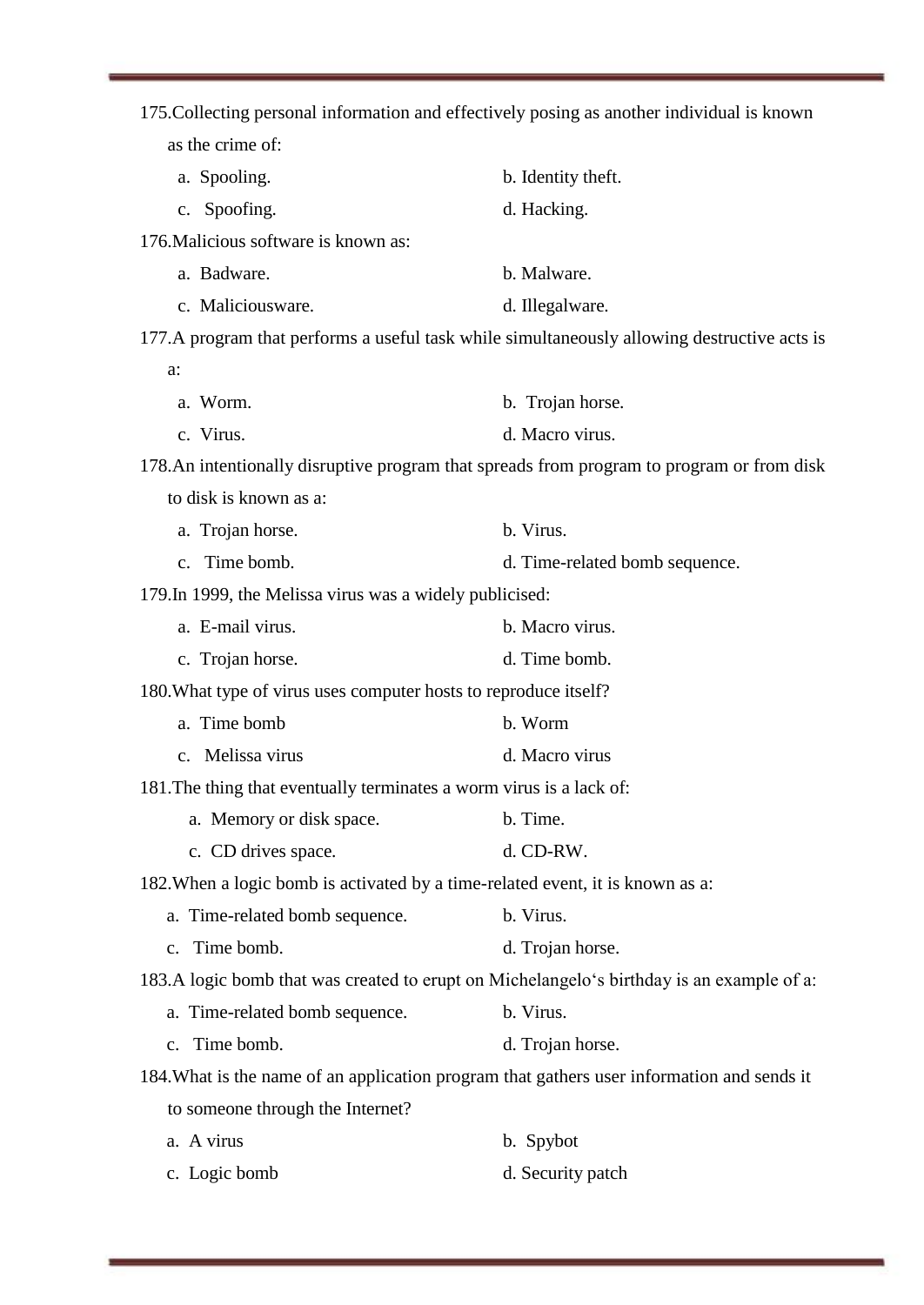175.Collecting personal information and effectively posing as another individual is known as the crime of:

a. Spooling. b. Identity theft.

c. Spoofing. d. Hacking.

176.Malicious software is known as:

a. Badware. b. Malware.

c. Maliciousware. d. Illegalware.

177.A program that performs a useful task while simultaneously allowing destructive acts is a:

a. Worm. b. Trojan horse.

c. Virus. d. Macro virus.

178.An intentionally disruptive program that spreads from program to program or from disk to disk is known as a:

a. Trojan horse. b. Virus.

c. Time bomb. d. Time-related bomb sequence.

179.In 1999, the Melissa virus was a widely publicised:

a. E-mail virus. b. Macro virus.

c. Trojan horse. d. Time bomb.

180.What type of virus uses computer hosts to reproduce itself?

a. Time bomb b. Worm

c. Melissa virus d. Macro virus

181.The thing that eventually terminates a worm virus is a lack of:

a. Memory or disk space. b. Time.

c. CD drives space. d. CD-RW.

182.When a logic bomb is activated by a time-related event, it is known as a:

a. Time-related bomb sequence. b. Virus.

c. Time bomb. d. Trojan horse.

183.A logic bomb that was created to erupt on Michelangelo‘s birthday is an example of a:

a. Time-related bomb sequence. b. Virus.

c. Time bomb. d. Trojan horse.

184.What is the name of an application program that gathers user information and sends it to someone through the Internet?

a. A virus b. Spybot

c. Logic bomb d. Security patch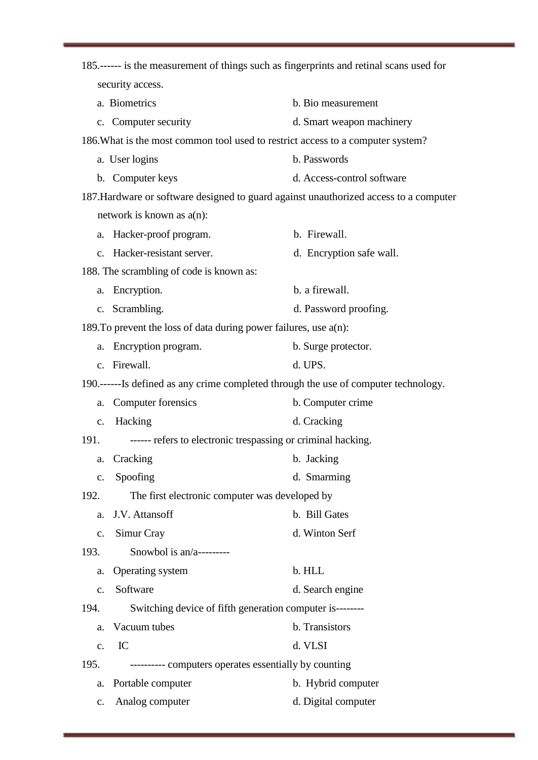185.------ is the measurement of things such as fingerprints and retinal scans used for security access.

a. Biometrics
b. Bio measurement
c. Computer security
d. Smart weapon machinery

186.What is the most common tool used to restrict access to a computer system?

a. User logins
b. Passwords
b. Computer keys
d. Access-control software

187.Hardware or software designed to guard against unauthorized access to a computer network is known as a(n):

a. Hacker-proof program.
b. Firewall.
c. Hacker-resistant server.
d. Encryption safe wall.

188. The scrambling of code is known as:

a. Encryption.
b. a firewall.
c. Scrambling.
d. Password proofing.

189.To prevent the loss of data during power failures, use a(n):

a. Encryption program.
b. Surge protector.
c. Firewall.
d. UPS.

190.------Is defined as any crime completed through the use of computer technology.

a. Computer forensics
b. Computer crime
c. Hacking
d. Cracking

191. ------ refers to electronic trespassing or criminal hacking.

a. Cracking
b. Jacking
c. Spoofing
d. Smarming

192. The first electronic computer was developed by

a. J.V. Attansoff
b. Bill Gates
c. Simur Cray
d. Winton Serf

193. Snowbol is an/a---------

a. Operating system
b. HLL
c. Software
d. Search engine

194. Switching device of fifth generation computer is--------

a. Vacuum tubes
b. Transistors
c. IC
d. VLSI

195. ---------- computers operates essentially by counting

a. Portable computer
b. Hybrid computer
c. Analog computer
d. Digital computer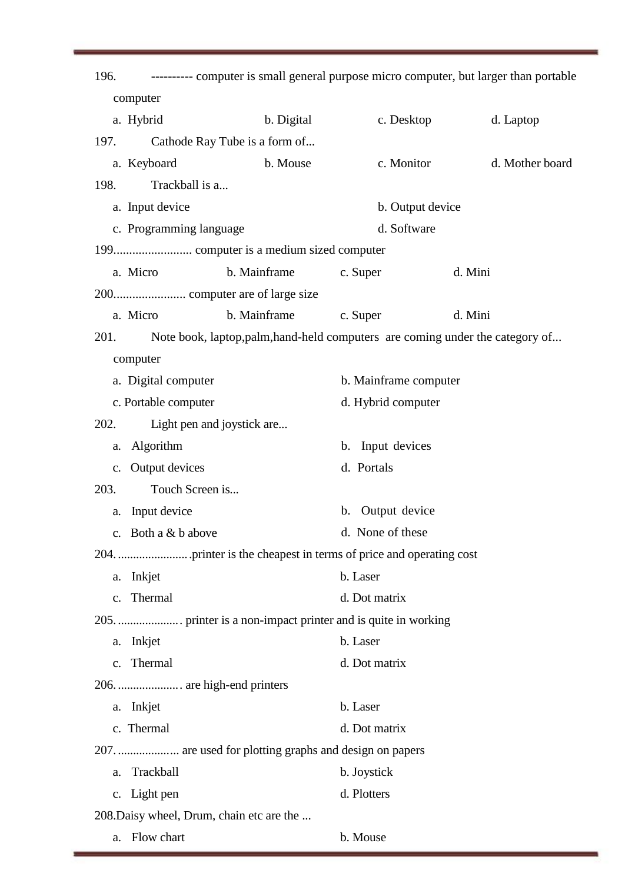196. ---------- computer is small general purpose micro computer, but larger than portable computer

a. Hybrid　b. Digital　c. Desktop　d. Laptop

197. Cathode Ray Tube is a form of...

a. Keyboard　b. Mouse　c. Monitor　d. Mother board

198. Trackball is a...

a. Input device　b. Output device

c. Programming language　d. Software

199......................... computer is a medium sized computer

a. Micro　b. Mainframe　c. Super　d. Mini

200....................... computer are of large size

a. Micro　b. Mainframe　c. Super　d. Mini

201. Note book, laptop,palm,hand-held computers are coming under the category of... computer

a. Digital computer　b. Mainframe computer

c. Portable computer　d. Hybrid computer

202. Light pen and joystick are...

a. Algorithm　b. Input devices

c. Output devices　d. Portals

203. Touch Screen is...

a. Input device　b. Output device

c. Both a & b above　d. None of these

204.......................printer is the cheapest in terms of price and operating cost

a. Inkjet　b. Laser

c. Thermal　d. Dot matrix

205..................... printer is a non-impact printer and is quite in working

a. Inkjet　b. Laser

c. Thermal　d. Dot matrix

206..................... are high-end printers

a. Inkjet　b. Laser

c. Thermal　d. Dot matrix

207.................... are used for plotting graphs and design on papers

a. Trackball　b. Joystick

c. Light pen　d. Plotters

208.Daisy wheel, Drum, chain etc are the ...

a. Flow chart　b. Mouse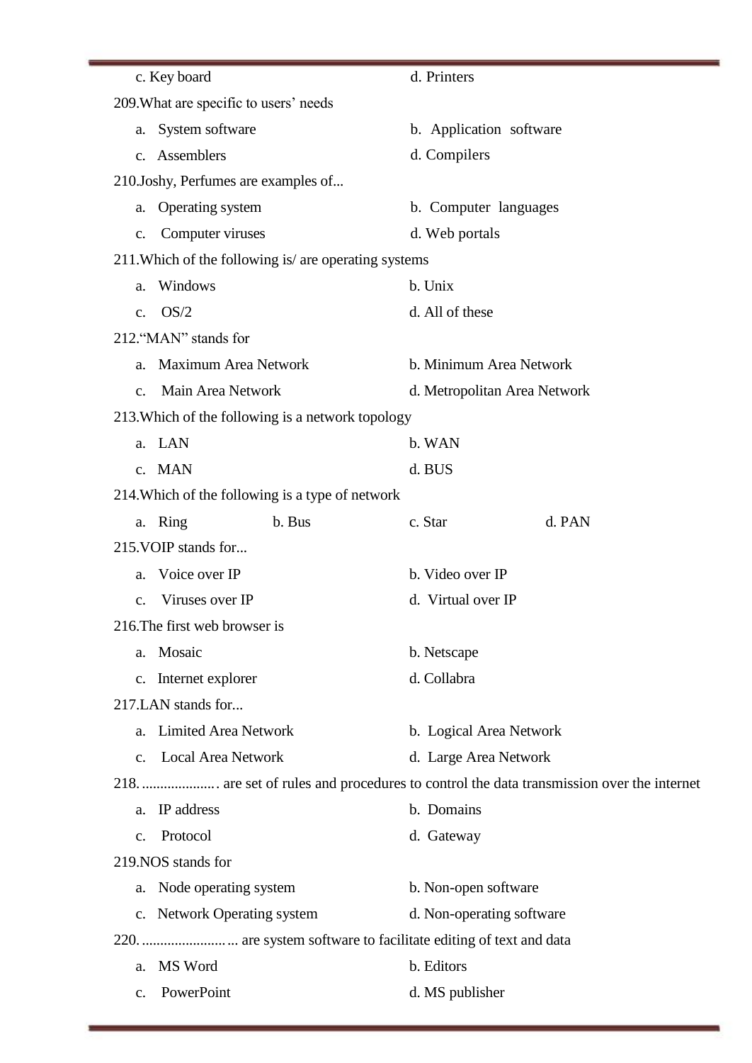c. Key board | d. Printers

209.What are specific to users' needs

a. System software
b. Application software
c. Assemblers
d. Compilers

210.Joshy, Perfumes are examples of...

a. Operating system
b. Computer languages
c. Computer viruses
d. Web portals

211.Which of the following is/ are operating systems

a. Windows
b. Unix
c. OS/2
d. All of these

212."MAN" stands for

a. Maximum Area Network
b. Minimum Area Network
c. Main Area Network
d. Metropolitan Area Network

213.Which of the following is a network topology

a. LAN
b. WAN
c. MAN
d. BUS

214.Which of the following is a type of network

a. Ring
b. Bus
c. Star
d. PAN

215.VOIP stands for...

a. Voice over IP
b. Video over IP
c. Viruses over IP
d. Virtual over IP

216.The first web browser is

a. Mosaic
b. Netscape
c. Internet explorer
d. Collabra

217.LAN stands for...

a. Limited Area Network
b. Logical Area Network
c. Local Area Network
d. Large Area Network

218.................... are set of rules and procedures to control the data transmission over the internet

a. IP address
b. Domains
c. Protocol
d. Gateway

219.NOS stands for

a. Node operating system
b. Non-open software
c. Network Operating system
d. Non-operating software

220........................ are system software to facilitate editing of text and data

a. MS Word
b. Editors
c. PowerPoint
d. MS publisher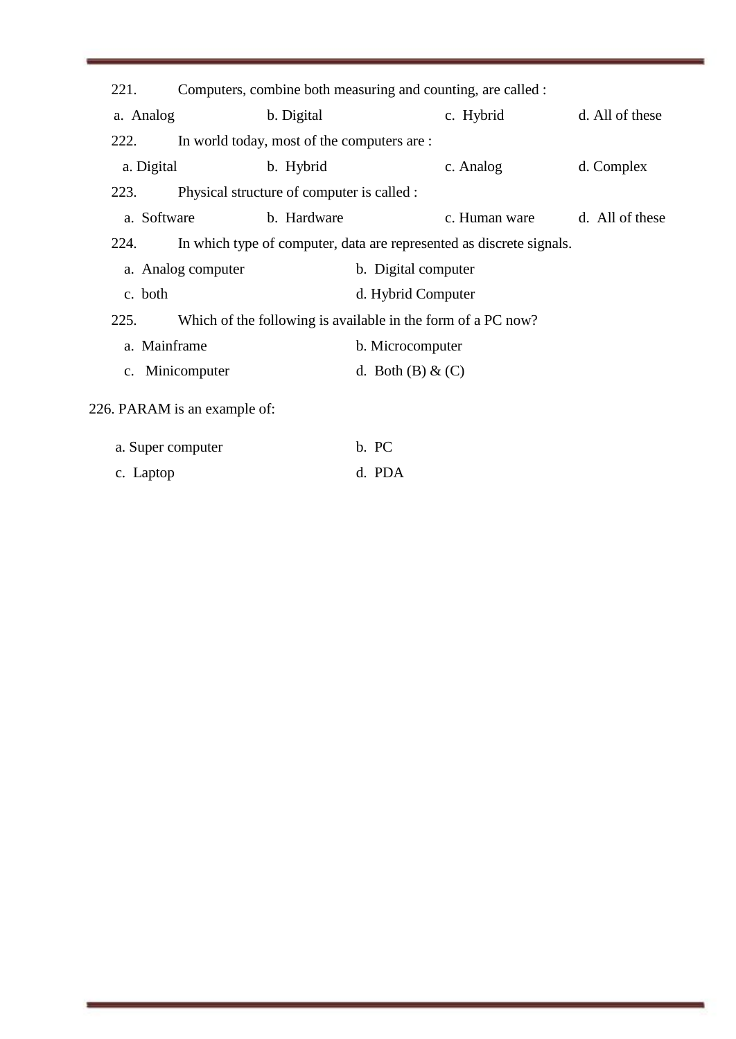221. Computers, combine both measuring and counting, are called :

a. Analog    b. Digital    c. Hybrid    d. All of these

222. In world today, most of the computers are :

a. Digital    b. Hybrid    c. Analog    d. Complex

223. Physical structure of computer is called :

a. Software    b. Hardware    c. Human ware    d. All of these

224. In which type of computer, data are represented as discrete signals.

a. Analog computer    b. Digital computer

c. both    d. Hybrid Computer

225. Which of the following is available in the form of a PC now?

a. Mainframe    b. Microcomputer

c. Minicomputer    d. Both (B) & (C)

226. PARAM is an example of:

a. Super computer    b. PC

c. Laptop    d. PDA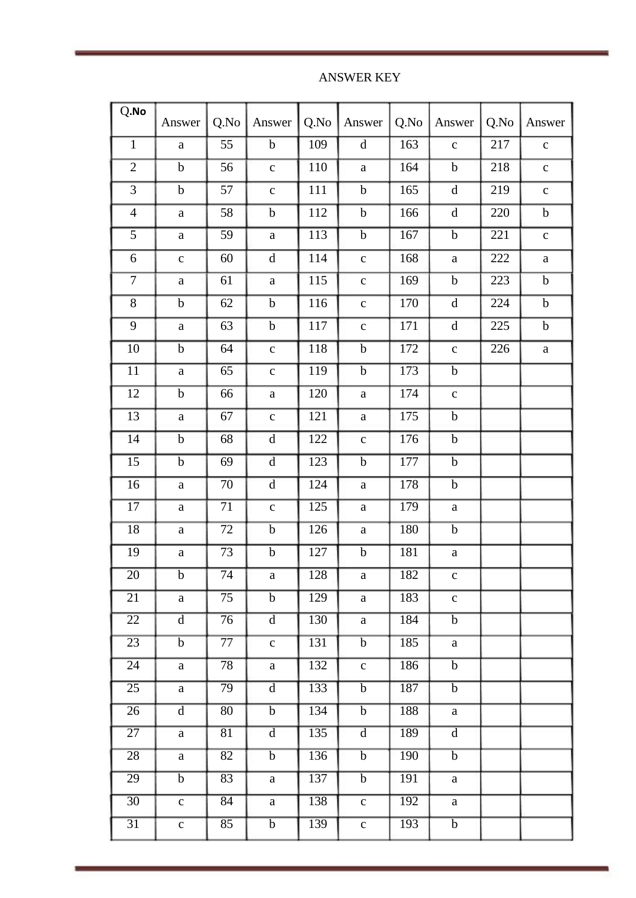ANSWER KEY

| Q.No | Answer | Q.No | Answer | Q.No | Answer | Q.No | Answer | Q.No | Answer |
|---|---|---|---|---|---|---|---|---|---|
| 1 | a | 55 | b | 109 | d | 163 | c | 217 | c |
| 2 | b | 56 | c | 110 | a | 164 | b | 218 | c |
| 3 | b | 57 | c | 111 | b | 165 | d | 219 | c |
| 4 | a | 58 | b | 112 | b | 166 | d | 220 | b |
| 5 | a | 59 | a | 113 | b | 167 | b | 221 | c |
| 6 | c | 60 | d | 114 | c | 168 | a | 222 | a |
| 7 | a | 61 | a | 115 | c | 169 | b | 223 | b |
| 8 | b | 62 | b | 116 | c | 170 | d | 224 | b |
| 9 | a | 63 | b | 117 | c | 171 | d | 225 | b |
| 10 | b | 64 | c | 118 | b | 172 | c | 226 | a |
| 11 | a | 65 | c | 119 | b | 173 | b | | |
| 12 | b | 66 | a | 120 | a | 174 | c | | |
| 13 | a | 67 | c | 121 | a | 175 | b | | |
| 14 | b | 68 | d | 122 | c | 176 | b | | |
| 15 | b | 69 | d | 123 | b | 177 | b | | |
| 16 | a | 70 | d | 124 | a | 178 | b | | |
| 17 | a | 71 | c | 125 | a | 179 | a | | |
| 18 | a | 72 | b | 126 | a | 180 | b | | |
| 19 | a | 73 | b | 127 | b | 181 | a | | |
| 20 | b | 74 | a | 128 | a | 182 | c | | |
| 21 | a | 75 | b | 129 | a | 183 | c | | |
| 22 | d | 76 | d | 130 | a | 184 | b | | |
| 23 | b | 77 | c | 131 | b | 185 | a | | |
| 24 | a | 78 | a | 132 | c | 186 | b | | |
| 25 | a | 79 | d | 133 | b | 187 | b | | |
| 26 | d | 80 | b | 134 | b | 188 | a | | |
| 27 | a | 81 | d | 135 | d | 189 | d | | |
| 28 | a | 82 | b | 136 | b | 190 | b | | |
| 29 | b | 83 | a | 137 | b | 191 | a | | |
| 30 | c | 84 | a | 138 | c | 192 | a | | |
| 31 | c | 85 | b | 139 | c | 193 | b | | |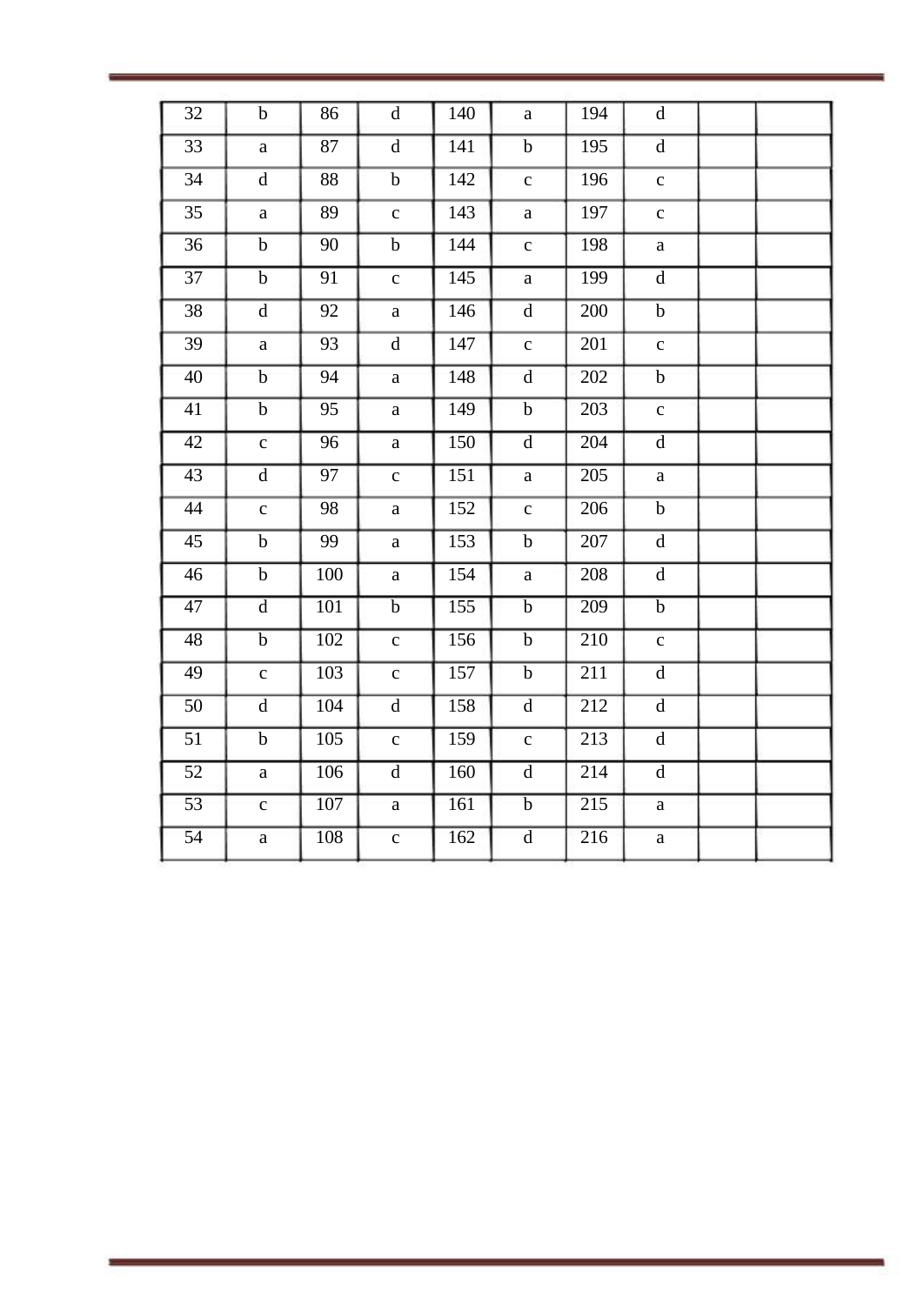| | | | | | | | | | |
|---|---|---|---|---|---|---|---|---|---|
| 32 | b | 86 | d | 140 | a | 194 | d | | |
| 33 | a | 87 | d | 141 | b | 195 | d | | |
| 34 | d | 88 | b | 142 | c | 196 | c | | |
| 35 | a | 89 | c | 143 | a | 197 | c | | |
| 36 | b | 90 | b | 144 | c | 198 | a | | |
| 37 | b | 91 | c | 145 | a | 199 | d | | |
| 38 | d | 92 | a | 146 | d | 200 | b | | |
| 39 | a | 93 | d | 147 | c | 201 | c | | |
| 40 | b | 94 | a | 148 | d | 202 | b | | |
| 41 | b | 95 | a | 149 | b | 203 | c | | |
| 42 | c | 96 | a | 150 | d | 204 | d | | |
| 43 | d | 97 | c | 151 | a | 205 | a | | |
| 44 | c | 98 | a | 152 | c | 206 | b | | |
| 45 | b | 99 | a | 153 | b | 207 | d | | |
| 46 | b | 100 | a | 154 | a | 208 | d | | |
| 47 | d | 101 | b | 155 | b | 209 | b | | |
| 48 | b | 102 | c | 156 | b | 210 | c | | |
| 49 | c | 103 | c | 157 | b | 211 | d | | |
| 50 | d | 104 | d | 158 | d | 212 | d | | |
| 51 | b | 105 | c | 159 | c | 213 | d | | |
| 52 | a | 106 | d | 160 | d | 214 | d | | |
| 53 | c | 107 | a | 161 | b | 215 | a | | |
| 54 | a | 108 | c | 162 | d | 216 | a | | |